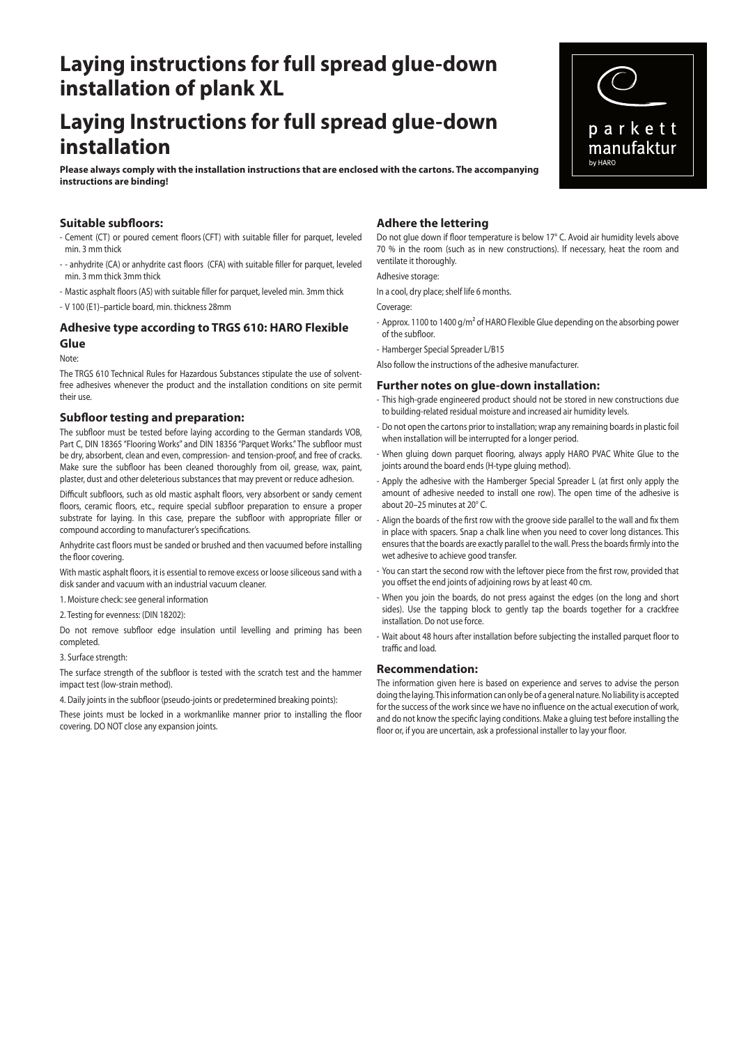# Laying instructions for full spread glue-down installation of plank XL

# Laying Instructions for full spread glue-down installation

**Please always comply with the installation instructions that are enclosed with the cartons. The accompanying instructions are binding!**

parkett manufaktur by HARO

### Suitable subfloors:

- Cement (CT) or poured cement floors (CFT) with suitable filler for parquet, leveled min. 3 mm thick
- - anhydrite (CA) or anhydrite cast floors (CFA) with suitable filler for parquet, leveled min. 3 mm thick 3mm thick
- Mastic asphalt floors (AS) with suitable filler for parquet, leveled min. 3mm thick
- V 100 (E1)–particle board, min. thickness 28mm

### Adhesive type according to TRGS 610: HARO Flexible Glue

Note:

The TRGS 610 Technical Rules for Hazardous Substances stipulate the use of solvent-free adhesives whenever the product and the installation conditions on site permit their use.

### Subfloor testing and preparation:

The subfloor must be tested before laying according to the German standards VOB, Part C, DIN 18365 "Flooring Works" and DIN 18356 "Parquet Works." The subfloor must be dry, absorbent, clean and even, compression- and tension-proof, and free of cracks. Make sure the subfloor has been cleaned thoroughly from oil, grease, wax, paint, plaster, dust and other deleterious substances that may prevent or reduce adhesion.

Difficult subfloors, such as old mastic asphalt floors, very absorbent or sandy cement floors, ceramic floors, etc., require special subfloor preparation to ensure a proper substrate for laying. In this case, prepare the subfloor with appropriate filler or compound according to manufacturer's specifications.

Anhydrite cast floors must be sanded or brushed and then vacuumed before installing the floor covering.

With mastic asphalt floors, it is essential to remove excess or loose siliceous sand with a disk sander and vacuum with an industrial vacuum cleaner.

1. Moisture check: see general information

2. Testing for evenness: (DIN 18202):

Do not remove subfloor edge insulation until levelling and priming has been completed.

3. Surface strength:

The surface strength of the subfloor is tested with the scratch test and the hammer impact test (low-strain method).

4. Daily joints in the subfloor (pseudo-joints or predetermined breaking points):

These joints must be locked in a workmanlike manner prior to installing the floor covering. DO NOT close any expansion joints.

### Adhere the lettering

Do not glue down if floor temperature is below 17° C. Avoid air humidity levels above 70 % in the room (such as in new constructions). If necessary, heat the room and ventilate it thoroughly.

Adhesive storage:

In a cool, dry place; shelf life 6 months.

Coverage:

- Approx. 1100 to 1400 g/m² of HARO Flexible Glue depending on the absorbing power of the subfloor.
- Hamberger Special Spreader L/B15

Also follow the instructions of the adhesive manufacturer.

### Further notes on glue-down installation:

- This high-grade engineered product should not be stored in new constructions due to building-related residual moisture and increased air humidity levels.
- Do not open the cartons prior to installation; wrap any remaining boards in plastic foil when installation will be interrupted for a longer period.
- When gluing down parquet flooring, always apply HARO PVAC White Glue to the joints around the board ends (H-type gluing method).
- Apply the adhesive with the Hamberger Special Spreader L (at first only apply the amount of adhesive needed to install one row). The open time of the adhesive is about 20–25 minutes at 20° C.
- Align the boards of the first row with the groove side parallel to the wall and fix them in place with spacers. Snap a chalk line when you need to cover long distances. This ensures that the boards are exactly parallel to the wall. Press the boards firmly into the wet adhesive to achieve good transfer.
- You can start the second row with the leftover piece from the first row, provided that you offset the end joints of adjoining rows by at least 40 cm.
- When you join the boards, do not press against the edges (on the long and short sides). Use the tapping block to gently tap the boards together for a crackfree installation. Do not use force.
- Wait about 48 hours after installation before subjecting the installed parquet floor to traffic and load.

### Recommendation:

The information given here is based on experience and serves to advise the person doing the laying. This information can only be of a general nature. No liability is accepted for the success of the work since we have no influence on the actual execution of work, and do not know the specific laying conditions. Make a gluing test before installing the floor or, if you are uncertain, ask a professional installer to lay your floor.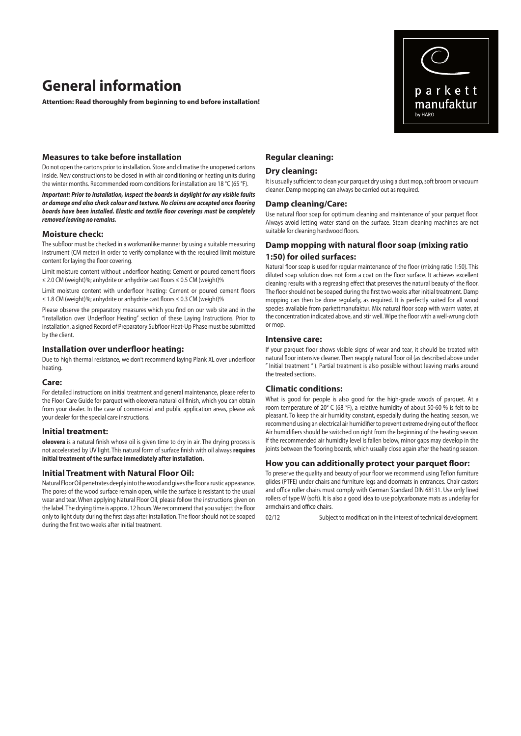# General information

**Attention: Read thoroughly from beginning to end before installation!**

parkett manufaktur by HARO

### Measures to take before installation

Do not open the cartons prior to installation. Store and climatise the unopened cartons inside. New constructions to be closed in with air conditioning or heating units during the winter months. Recommended room conditions for installation are 18 °C (65 °F).

***Important: Prior to installation, inspect the boards in daylight for any visible faults or damage and also check colour and texture. No claims are accepted once flooring boards have been installed. Elastic and textile floor coverings must be completely removed leaving no remains.***

### Moisture check:

The subfloor must be checked in a workmanlike manner by using a suitable measuring instrument (CM meter) in order to verify compliance with the required limit moisture content for laying the floor covering.

Limit moisture content without underfloor heating: Cement or poured cement floors ≤ 2.0 CM (weight)%; anhydrite or anhydrite cast floors ≤ 0.5 CM (weight)%

Limit moisture content with underfloor heating: Cement or poured cement floors ≤ 1.8 CM (weight)%; anhydrite or anhydrite cast floors ≤ 0.3 CM (weight)%

Please observe the preparatory measures which you find on our web site and in the "Installation over Underfloor Heating" section of these Laying Instructions. Prior to installation, a signed Record of Preparatory Subfloor Heat-Up Phase must be submitted by the client.

### Installation over underfloor heating:

Due to high thermal resistance, we don't recommend laying Plank XL over underfloor heating.

### Care:

For detailed instructions on initial treatment and general maintenance, please refer to the Floor Care Guide for parquet with oleovera natural oil finish, which you can obtain from your dealer. In the case of commercial and public application areas, please ask your dealer for the special care instructions.

### Initial treatment:

**oleovera** is a natural finish whose oil is given time to dry in air. The drying process is not accelerated by UV light. This natural form of surface finish with oil always **requires initial treatment of the surface immediately after installation.**

### Initial Treatment with Natural Floor Oil:

Natural Floor Oil penetrates deeply into the wood and gives the floor a rustic appearance. The pores of the wood surface remain open, while the surface is resistant to the usual wear and tear. When applying Natural Floor Oil, please follow the instructions given on the label. The drying time is approx. 12 hours. We recommend that you subject the floor only to light duty during the first days after installation. The floor should not be soaped during the first two weeks after initial treatment.

### Regular cleaning:

### Dry cleaning:

It is usually sufficient to clean your parquet dry using a dust mop, soft broom or vacuum cleaner. Damp mopping can always be carried out as required.

### Damp cleaning/Care:

Use natural floor soap for optimum cleaning and maintenance of your parquet floor. Always avoid letting water stand on the surface. Steam cleaning machines are not suitable for cleaning hardwood floors.

### Damp mopping with natural floor soap (mixing ratio 1:50) for oiled surfaces:

Natural floor soap is used for regular maintenance of the floor (mixing ratio 1:50). This diluted soap solution does not form a coat on the floor surface. It achieves excellent cleaning results with a regreasing effect that preserves the natural beauty of the floor. The floor should not be soaped during the first two weeks after initial treatment. Damp mopping can then be done regularly, as required. It is perfectly suited for all wood species available from parkettmanufaktur. Mix natural floor soap with warm water, at the concentration indicated above, and stir well. Wipe the floor with a well-wrung cloth or mop.

### Intensive care:

If your parquet floor shows visible signs of wear and tear, it should be treated with natural floor intensive cleaner. Then reapply natural floor oil (as described above under " Initial treatment " ). Partial treatment is also possible without leaving marks around the treated sections.

### Climatic conditions:

What is good for people is also good for the high-grade woods of parquet. At a room temperature of 20° C (68 °F), a relative humidity of about 50-60 % is felt to be pleasant. To keep the air humidity constant, especially during the heating season, we recommend using an electrical air humidifier to prevent extreme drying out of the floor. Air humidifiers should be switched on right from the beginning of the heating season. If the recommended air humidity level is fallen below, minor gaps may develop in the joints between the flooring boards, which usually close again after the heating season.

### How you can additionally protect your parquet floor:

To preserve the quality and beauty of your floor we recommend using Teflon furniture glides (PTFE) under chairs and furniture legs and doormats in entrances. Chair castors and office roller chairs must comply with German Standard DIN 68131. Use only lined rollers of type W (soft). It is also a good idea to use polycarbonate mats as underlay for armchairs and office chairs.

02/12 Subject to modification in the interest of technical development.